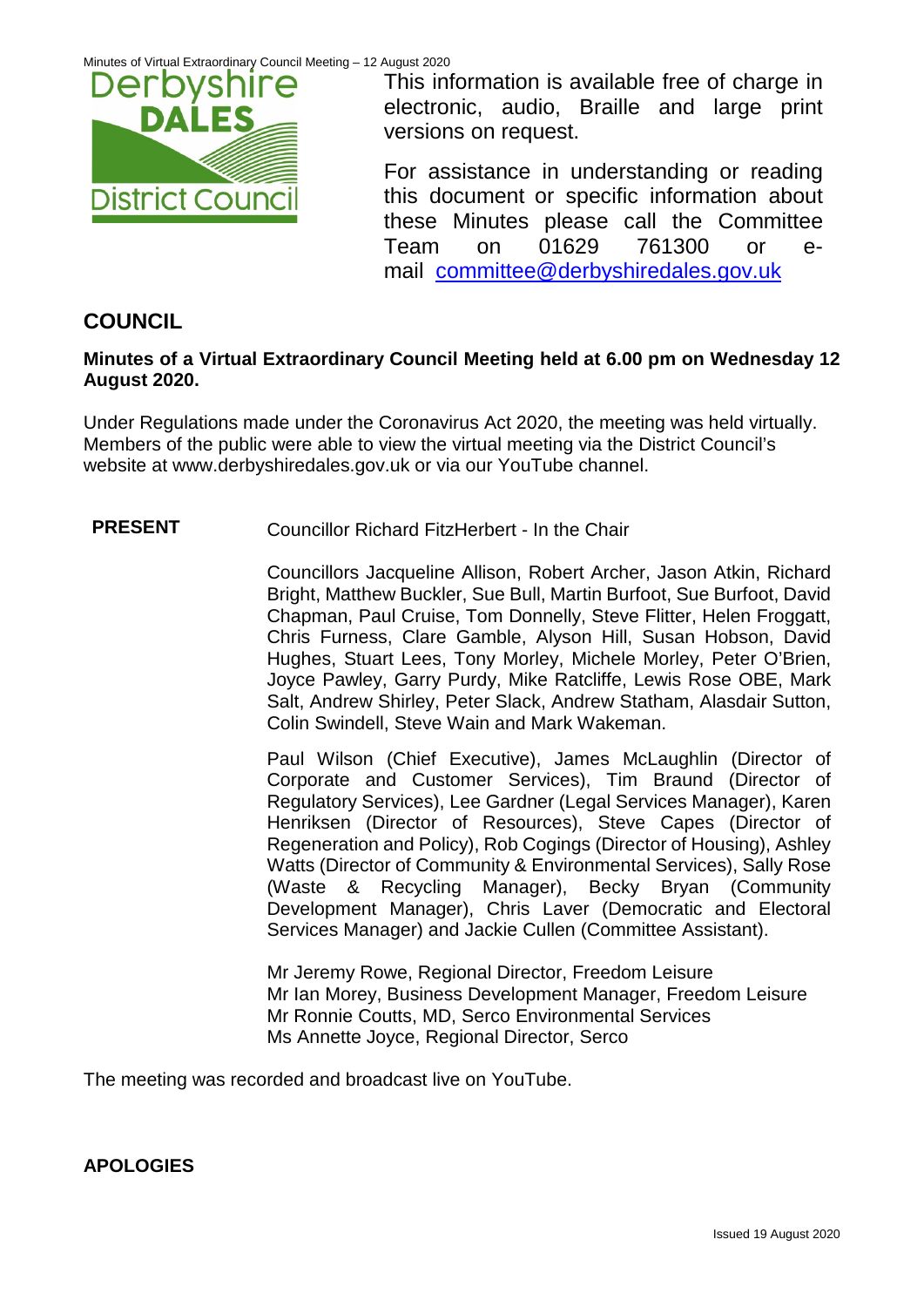This information is available free of charge in electronic, audio, Braille and large print versions on request.

For assistance in understanding or reading this document or specific information about these Minutes please call the Committee Team on 01629 761300 or e-mail committee@derbyshiredales.gov.uk

# COUNCIL

**Minutes of a Virtual Extraordinary Council Meeting held at 6.00 pm on Wednesday 12 August 2020.**

Under Regulations made under the Coronavirus Act 2020, the meeting was held virtually. Members of the public were able to view the virtual meeting via the District Council's website at www.derbyshiredales.gov.uk or via our YouTube channel.

**PRESENT** Councillor Richard FitzHerbert - In the Chair

Councillors Jacqueline Allison, Robert Archer, Jason Atkin, Richard Bright, Matthew Buckler, Sue Bull, Martin Burfoot, Sue Burfoot, David Chapman, Paul Cruise, Tom Donnelly, Steve Flitter, Helen Froggatt, Chris Furness, Clare Gamble, Alyson Hill, Susan Hobson, David Hughes, Stuart Lees, Tony Morley, Michele Morley, Peter O'Brien, Joyce Pawley, Garry Purdy, Mike Ratcliffe, Lewis Rose OBE, Mark Salt, Andrew Shirley, Peter Slack, Andrew Statham, Alasdair Sutton, Colin Swindell, Steve Wain and Mark Wakeman.

Paul Wilson (Chief Executive), James McLaughlin (Director of Corporate and Customer Services), Tim Braund (Director of Regulatory Services), Lee Gardner (Legal Services Manager), Karen Henriksen (Director of Resources), Steve Capes (Director of Regeneration and Policy), Rob Cogings (Director of Housing), Ashley Watts (Director of Community & Environmental Services), Sally Rose (Waste & Recycling Manager), Becky Bryan (Community Development Manager), Chris Laver (Democratic and Electoral Services Manager) and Jackie Cullen (Committee Assistant).

Mr Jeremy Rowe, Regional Director, Freedom Leisure
Mr Ian Morey, Business Development Manager, Freedom Leisure
Mr Ronnie Coutts, MD, Serco Environmental Services
Ms Annette Joyce, Regional Director, Serco

The meeting was recorded and broadcast live on YouTube.

**APOLOGIES**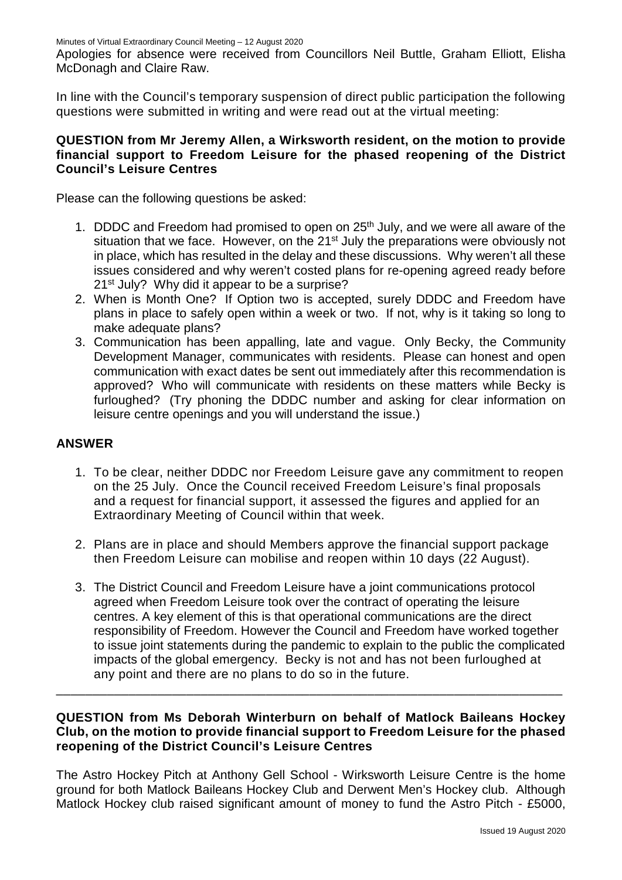Apologies for absence were received from Councillors Neil Buttle, Graham Elliott, Elisha McDonagh and Claire Raw.

In line with the Council's temporary suspension of direct public participation the following questions were submitted in writing and were read out at the virtual meeting:

**QUESTION from Mr Jeremy Allen, a Wirksworth resident, on the motion to provide financial support to Freedom Leisure for the phased reopening of the District Council's Leisure Centres**

Please can the following questions be asked:

1. DDDC and Freedom had promised to open on 25th July, and we were all aware of the situation that we face. However, on the 21st July the preparations were obviously not in place, which has resulted in the delay and these discussions. Why weren't all these issues considered and why weren't costed plans for re-opening agreed ready before 21st July? Why did it appear to be a surprise?
2. When is Month One? If Option two is accepted, surely DDDC and Freedom have plans in place to safely open within a week or two. If not, why is it taking so long to make adequate plans?
3. Communication has been appalling, late and vague. Only Becky, the Community Development Manager, communicates with residents. Please can honest and open communication with exact dates be sent out immediately after this recommendation is approved? Who will communicate with residents on these matters while Becky is furloughed? (Try phoning the DDDC number and asking for clear information on leisure centre openings and you will understand the issue.)

**ANSWER**

1. To be clear, neither DDDC nor Freedom Leisure gave any commitment to reopen on the 25 July. Once the Council received Freedom Leisure's final proposals and a request for financial support, it assessed the figures and applied for an Extraordinary Meeting of Council within that week.
2. Plans are in place and should Members approve the financial support package then Freedom Leisure can mobilise and reopen within 10 days (22 August).
3. The District Council and Freedom Leisure have a joint communications protocol agreed when Freedom Leisure took over the contract of operating the leisure centres. A key element of this is that operational communications are the direct responsibility of Freedom. However the Council and Freedom have worked together to issue joint statements during the pandemic to explain to the public the complicated impacts of the global emergency. Becky is not and has not been furloughed at any point and there are no plans to do so in the future.

---

**QUESTION from Ms Deborah Winterburn on behalf of Matlock Baileans Hockey Club, on the motion to provide financial support to Freedom Leisure for the phased reopening of the District Council's Leisure Centres**

The Astro Hockey Pitch at Anthony Gell School - Wirksworth Leisure Centre is the home ground for both Matlock Baileans Hockey Club and Derwent Men's Hockey club. Although Matlock Hockey club raised significant amount of money to fund the Astro Pitch - £5000,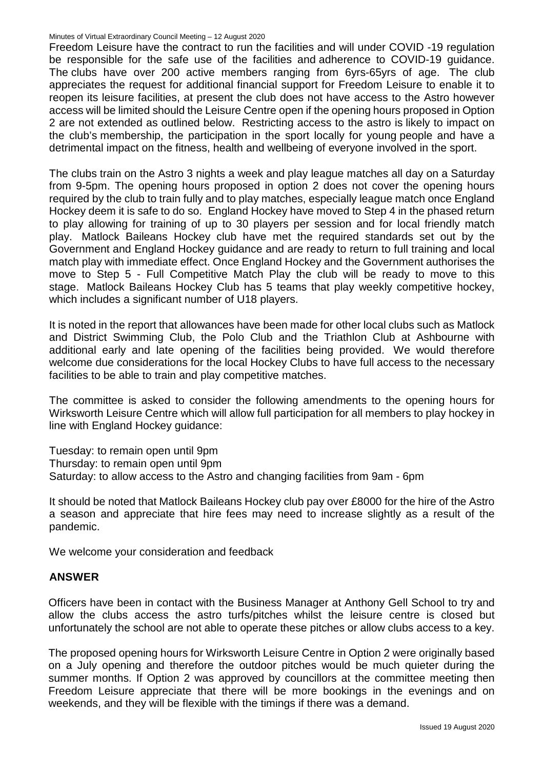Freedom Leisure have the contract to run the facilities and will under COVID -19 regulation be responsible for the safe use of the facilities and adherence to COVID-19 guidance. The clubs have over 200 active members ranging from 6yrs-65yrs of age. The club appreciates the request for additional financial support for Freedom Leisure to enable it to reopen its leisure facilities, at present the club does not have access to the Astro however access will be limited should the Leisure Centre open if the opening hours proposed in Option 2 are not extended as outlined below. Restricting access to the astro is likely to impact on the club's membership, the participation in the sport locally for young people and have a detrimental impact on the fitness, health and wellbeing of everyone involved in the sport.

The clubs train on the Astro 3 nights a week and play league matches all day on a Saturday from 9-5pm. The opening hours proposed in option 2 does not cover the opening hours required by the club to train fully and to play matches, especially league match once England Hockey deem it is safe to do so. England Hockey have moved to Step 4 in the phased return to play allowing for training of up to 30 players per session and for local friendly match play. Matlock Baileans Hockey club have met the required standards set out by the Government and England Hockey guidance and are ready to return to full training and local match play with immediate effect. Once England Hockey and the Government authorises the move to Step 5 - Full Competitive Match Play the club will be ready to move to this stage. Matlock Baileans Hockey Club has 5 teams that play weekly competitive hockey, which includes a significant number of U18 players.

It is noted in the report that allowances have been made for other local clubs such as Matlock and District Swimming Club, the Polo Club and the Triathlon Club at Ashbourne with additional early and late opening of the facilities being provided. We would therefore welcome due considerations for the local Hockey Clubs to have full access to the necessary facilities to be able to train and play competitive matches.

The committee is asked to consider the following amendments to the opening hours for Wirksworth Leisure Centre which will allow full participation for all members to play hockey in line with England Hockey guidance:

Tuesday: to remain open until 9pm
Thursday: to remain open until 9pm
Saturday: to allow access to the Astro and changing facilities from 9am - 6pm

It should be noted that Matlock Baileans Hockey club pay over £8000 for the hire of the Astro a season and appreciate that hire fees may need to increase slightly as a result of the pandemic.

We welcome your consideration and feedback

## ANSWER

Officers have been in contact with the Business Manager at Anthony Gell School to try and allow the clubs access the astro turfs/pitches whilst the leisure centre is closed but unfortunately the school are not able to operate these pitches or allow clubs access to a key.

The proposed opening hours for Wirksworth Leisure Centre in Option 2 were originally based on a July opening and therefore the outdoor pitches would be much quieter during the summer months. If Option 2 was approved by councillors at the committee meeting then Freedom Leisure appreciate that there will be more bookings in the evenings and on weekends, and they will be flexible with the timings if there was a demand.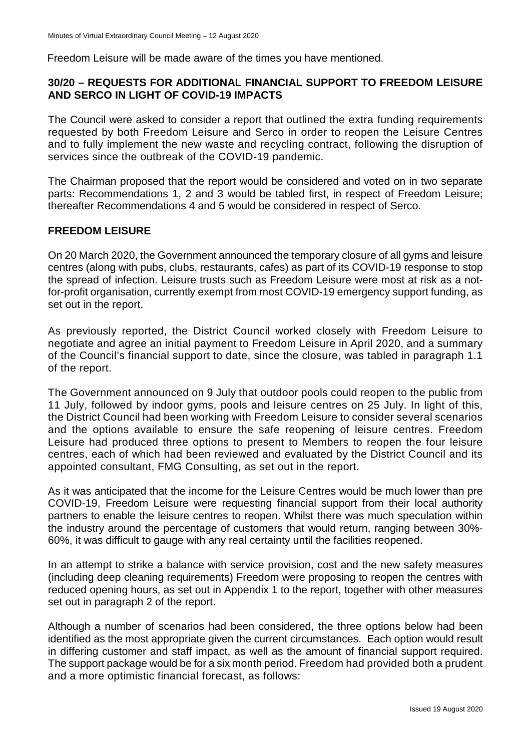Freedom Leisure will be made aware of the times you have mentioned.

## 30/20 – REQUESTS FOR ADDITIONAL FINANCIAL SUPPORT TO FREEDOM LEISURE AND SERCO IN LIGHT OF COVID-19 IMPACTS

The Council were asked to consider a report that outlined the extra funding requirements requested by both Freedom Leisure and Serco in order to reopen the Leisure Centres and to fully implement the new waste and recycling contract, following the disruption of services since the outbreak of the COVID-19 pandemic.

The Chairman proposed that the report would be considered and voted on in two separate parts: Recommendations 1, 2 and 3 would be tabled first, in respect of Freedom Leisure; thereafter Recommendations 4 and 5 would be considered in respect of Serco.

### FREEDOM LEISURE

On 20 March 2020, the Government announced the temporary closure of all gyms and leisure centres (along with pubs, clubs, restaurants, cafes) as part of its COVID-19 response to stop the spread of infection. Leisure trusts such as Freedom Leisure were most at risk as a not-for-profit organisation, currently exempt from most COVID-19 emergency support funding, as set out in the report.

As previously reported, the District Council worked closely with Freedom Leisure to negotiate and agree an initial payment to Freedom Leisure in April 2020, and a summary of the Council's financial support to date, since the closure, was tabled in paragraph 1.1 of the report.

The Government announced on 9 July that outdoor pools could reopen to the public from 11 July, followed by indoor gyms, pools and leisure centres on 25 July. In light of this, the District Council had been working with Freedom Leisure to consider several scenarios and the options available to ensure the safe reopening of leisure centres. Freedom Leisure had produced three options to present to Members to reopen the four leisure centres, each of which had been reviewed and evaluated by the District Council and its appointed consultant, FMG Consulting, as set out in the report.

As it was anticipated that the income for the Leisure Centres would be much lower than pre COVID-19, Freedom Leisure were requesting financial support from their local authority partners to enable the leisure centres to reopen. Whilst there was much speculation within the industry around the percentage of customers that would return, ranging between 30%-60%, it was difficult to gauge with any real certainty until the facilities reopened.

In an attempt to strike a balance with service provision, cost and the new safety measures (including deep cleaning requirements) Freedom were proposing to reopen the centres with reduced opening hours, as set out in Appendix 1 to the report, together with other measures set out in paragraph 2 of the report.

Although a number of scenarios had been considered, the three options below had been identified as the most appropriate given the current circumstances. Each option would result in differing customer and staff impact, as well as the amount of financial support required. The support package would be for a six month period. Freedom had provided both a prudent and a more optimistic financial forecast, as follows: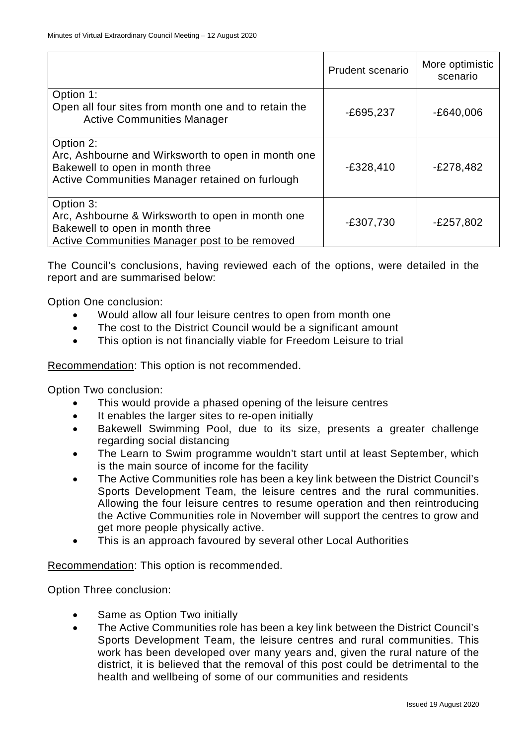| | Prudent scenario | More optimistic scenario |
|---|---|---|
| Option 1:<br>Open all four sites from month one and to retain the Active Communities Manager | -£695,237 | -£640,006 |
| Option 2:<br>Arc, Ashbourne and Wirksworth to open in month one<br>Bakewell to open in month three<br>Active Communities Manager retained on furlough | -£328,410 | -£278,482 |
| Option 3:<br>Arc, Ashbourne & Wirksworth to open in month one<br>Bakewell to open in month three<br>Active Communities Manager post to be removed | -£307,730 | -£257,802 |

The Council's conclusions, having reviewed each of the options, were detailed in the report and are summarised below:

Option One conclusion:

- Would allow all four leisure centres to open from month one
- The cost to the District Council would be a significant amount
- This option is not financially viable for Freedom Leisure to trial

Recommendation: This option is not recommended.

Option Two conclusion:

- This would provide a phased opening of the leisure centres
- It enables the larger sites to re-open initially
- Bakewell Swimming Pool, due to its size, presents a greater challenge regarding social distancing
- The Learn to Swim programme wouldn't start until at least September, which is the main source of income for the facility
- The Active Communities role has been a key link between the District Council's Sports Development Team, the leisure centres and the rural communities. Allowing the four leisure centres to resume operation and then reintroducing the Active Communities role in November will support the centres to grow and get more people physically active.
- This is an approach favoured by several other Local Authorities

Recommendation: This option is recommended.

Option Three conclusion:

- Same as Option Two initially
- The Active Communities role has been a key link between the District Council's Sports Development Team, the leisure centres and rural communities. This work has been developed over many years and, given the rural nature of the district, it is believed that the removal of this post could be detrimental to the health and wellbeing of some of our communities and residents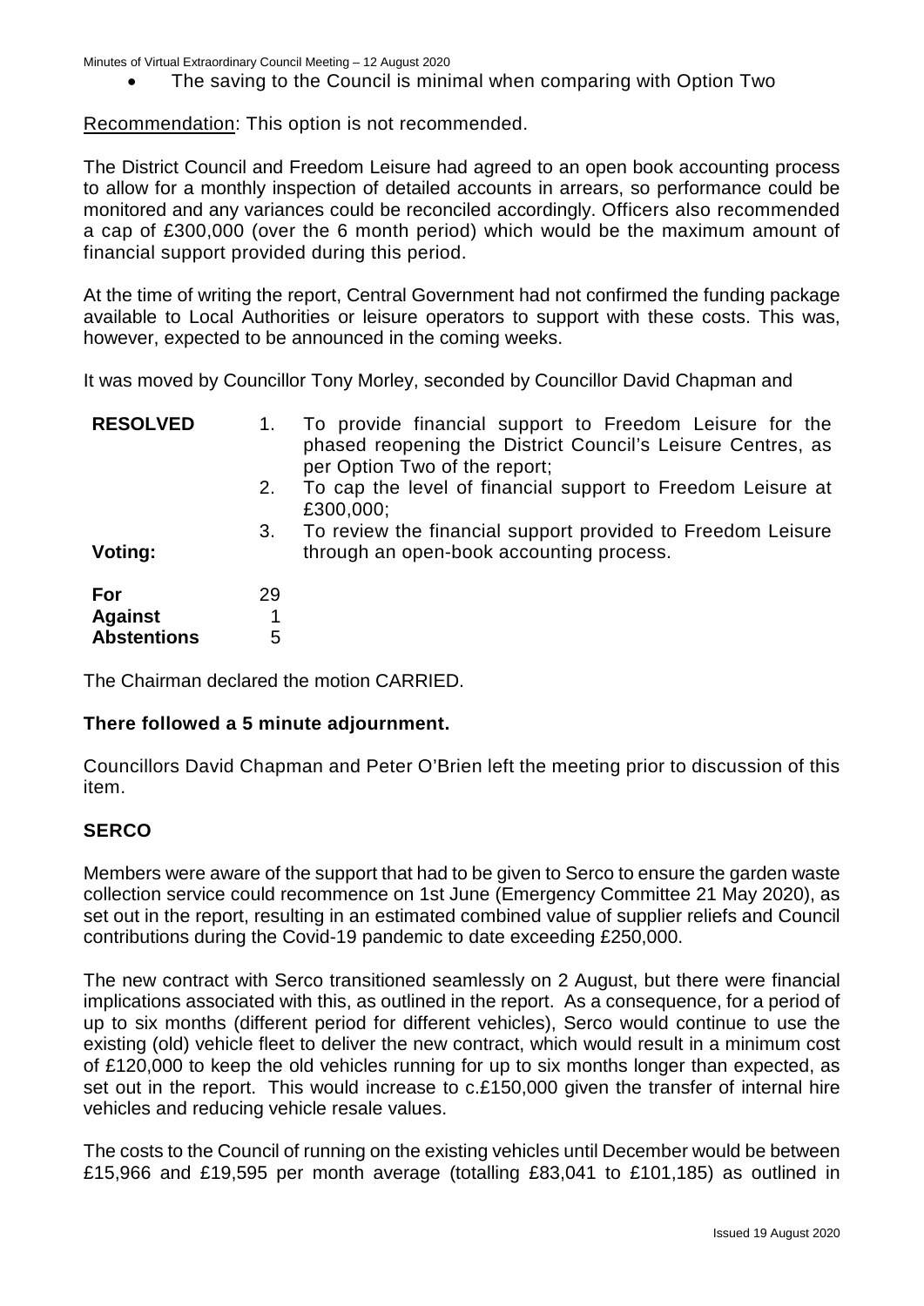- The saving to the Council is minimal when comparing with Option Two

Recommendation: This option is not recommended.

The District Council and Freedom Leisure had agreed to an open book accounting process to allow for a monthly inspection of detailed accounts in arrears, so performance could be monitored and any variances could be reconciled accordingly. Officers also recommended a cap of £300,000 (over the 6 month period) which would be the maximum amount of financial support provided during this period.

At the time of writing the report, Central Government had not confirmed the funding package available to Local Authorities or leisure operators to support with these costs. This was, however, expected to be announced in the coming weeks.

It was moved by Councillor Tony Morley, seconded by Councillor David Chapman and

**RESOLVED**

1. To provide financial support to Freedom Leisure for the phased reopening the District Council's Leisure Centres, as per Option Two of the report;
2. To cap the level of financial support to Freedom Leisure at £300,000;
3. To review the financial support provided to Freedom Leisure through an open-book accounting process.

**Voting:**

| | |
|---|---|
| **For** | 29 |
| **Against** | 1 |
| **Abstentions** | 5 |

The Chairman declared the motion CARRIED.

**There followed a 5 minute adjournment.**

Councillors David Chapman and Peter O'Brien left the meeting prior to discussion of this item.

**SERCO**

Members were aware of the support that had to be given to Serco to ensure the garden waste collection service could recommence on 1st June (Emergency Committee 21 May 2020), as set out in the report, resulting in an estimated combined value of supplier reliefs and Council contributions during the Covid-19 pandemic to date exceeding £250,000.

The new contract with Serco transitioned seamlessly on 2 August, but there were financial implications associated with this, as outlined in the report. As a consequence, for a period of up to six months (different period for different vehicles), Serco would continue to use the existing (old) vehicle fleet to deliver the new contract, which would result in a minimum cost of £120,000 to keep the old vehicles running for up to six months longer than expected, as set out in the report. This would increase to c.£150,000 given the transfer of internal hire vehicles and reducing vehicle resale values.

The costs to the Council of running on the existing vehicles until December would be between £15,966 and £19,595 per month average (totalling £83,041 to £101,185) as outlined in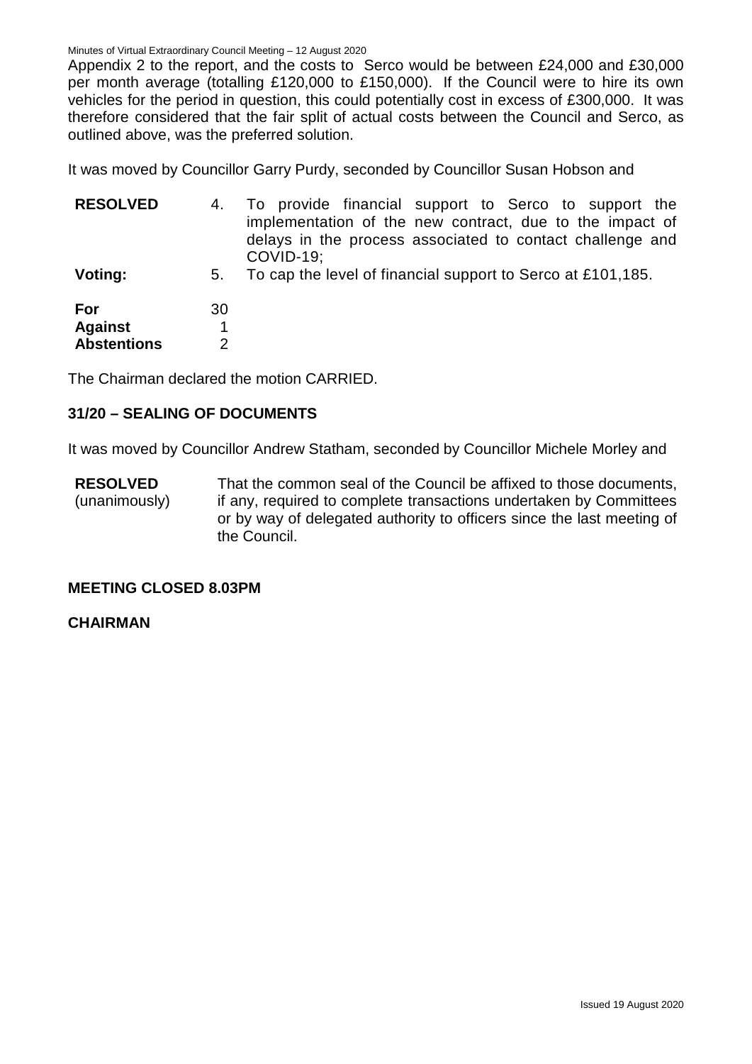Appendix 2 to the report, and the costs to Serco would be between £24,000 and £30,000 per month average (totalling £120,000 to £150,000). If the Council were to hire its own vehicles for the period in question, this could potentially cost in excess of £300,000. It was therefore considered that the fair split of actual costs between the Council and Serco, as outlined above, was the preferred solution.

It was moved by Councillor Garry Purdy, seconded by Councillor Susan Hobson and

**RESOLVED**

4. To provide financial support to Serco to support the implementation of the new contract, due to the impact of delays in the process associated to contact challenge and COVID-19;
5. To cap the level of financial support to Serco at £101,185.

**Voting:**

| | |
|---|---|
| **For** | 30 |
| **Against** | 1 |
| **Abstentions** | 2 |

The Chairman declared the motion CARRIED.

### 31/20 – SEALING OF DOCUMENTS

It was moved by Councillor Andrew Statham, seconded by Councillor Michele Morley and

**RESOLVED** (unanimously)

That the common seal of the Council be affixed to those documents, if any, required to complete transactions undertaken by Committees or by way of delegated authority to officers since the last meeting of the Council.

**MEETING CLOSED 8.03PM**

**CHAIRMAN**

Issued 19 August 2020